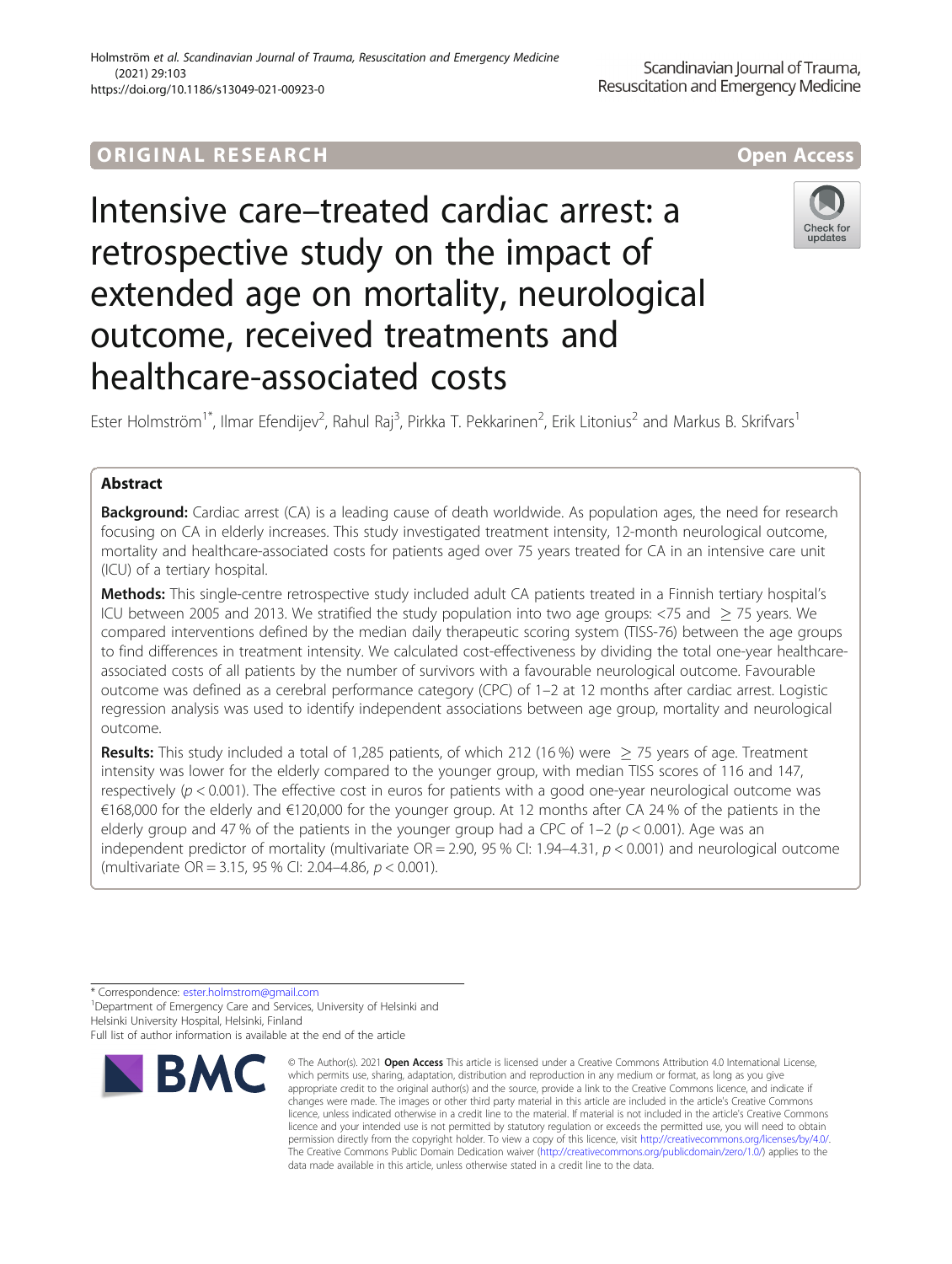ORIGINAL RESEARCH

Open Access

# Intensive care–treated cardiac arrest: a retrospective study on the impact of extended age on mortality, neurological outcome, received treatments and healthcare-associated costs

Ester Holmström[1*], Ilmar Efendijev[2], Rahul Raj[3], Pirkka T. Pekkarinen[2], Erik Litonius[2] and Markus B. Skrifvars[1]

## Abstract

**Background:** Cardiac arrest (CA) is a leading cause of death worldwide. As population ages, the need for research focusing on CA in elderly increases. This study investigated treatment intensity, 12-month neurological outcome, mortality and healthcare-associated costs for patients aged over 75 years treated for CA in an intensive care unit (ICU) of a tertiary hospital.

**Methods:** This single-centre retrospective study included adult CA patients treated in a Finnish tertiary hospital's ICU between 2005 and 2013. We stratified the study population into two age groups: <75 and ≥ 75 years. We compared interventions defined by the median daily therapeutic scoring system (TISS-76) between the age groups to find differences in treatment intensity. We calculated cost-effectiveness by dividing the total one-year healthcare-associated costs of all patients by the number of survivors with a favourable neurological outcome. Favourable outcome was defined as a cerebral performance category (CPC) of 1–2 at 12 months after cardiac arrest. Logistic regression analysis was used to identify independent associations between age group, mortality and neurological outcome.

**Results:** This study included a total of 1,285 patients, of which 212 (16 %) were ≥ 75 years of age. Treatment intensity was lower for the elderly compared to the younger group, with median TISS scores of 116 and 147, respectively ($p < 0.001$). The effective cost in euros for patients with a good one-year neurological outcome was €168,000 for the elderly and €120,000 for the younger group. At 12 months after CA 24 % of the patients in the elderly group and 47 % of the patients in the younger group had a CPC of 1–2 ($p < 0.001$). Age was an independent predictor of mortality (multivariate OR = 2.90, 95 % CI: 1.94–4.31, $p < 0.001$) and neurological outcome (multivariate OR = 3.15, 95 % CI: 2.04–4.86, $p < 0.001$).

* Correspondence: ester.holmstrom@gmail.com
[1]Department of Emergency Care and Services, University of Helsinki and Helsinki University Hospital, Helsinki, Finland
Full list of author information is available at the end of the article

© The Author(s). 2021 **Open Access** This article is licensed under a Creative Commons Attribution 4.0 International License, which permits use, sharing, adaptation, distribution and reproduction in any medium or format, as long as you give appropriate credit to the original author(s) and the source, provide a link to the Creative Commons licence, and indicate if changes were made. The images or other third party material in this article are included in the article's Creative Commons licence, unless indicated otherwise in a credit line to the material. If material is not included in the article's Creative Commons licence and your intended use is not permitted by statutory regulation or exceeds the permitted use, you will need to obtain permission directly from the copyright holder. To view a copy of this licence, visit http://creativecommons.org/licenses/by/4.0/. The Creative Commons Public Domain Dedication waiver (http://creativecommons.org/publicdomain/zero/1.0/) applies to the data made available in this article, unless otherwise stated in a credit line to the data.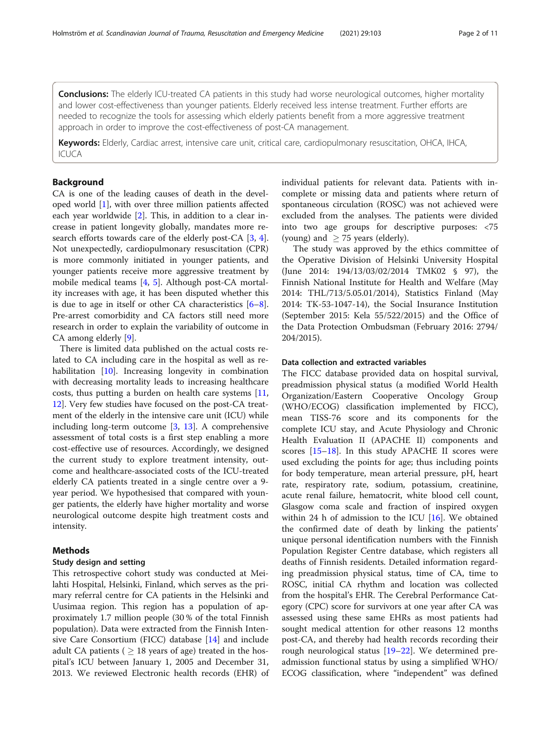**Conclusions:** The elderly ICU-treated CA patients in this study had worse neurological outcomes, higher mortality and lower cost-effectiveness than younger patients. Elderly received less intense treatment. Further efforts are needed to recognize the tools for assessing which elderly patients benefit from a more aggressive treatment approach in order to improve the cost-effectiveness of post-CA management.

**Keywords:** Elderly, Cardiac arrest, intensive care unit, critical care, cardiopulmonary resuscitation, OHCA, IHCA, ICUCA

## Background

CA is one of the leading causes of death in the developed world [1], with over three million patients affected each year worldwide [2]. This, in addition to a clear increase in patient longevity globally, mandates more research efforts towards care of the elderly post-CA [3, 4]. Not unexpectedly, cardiopulmonary resuscitation (CPR) is more commonly initiated in younger patients, and younger patients receive more aggressive treatment by mobile medical teams [4, 5]. Although post-CA mortality increases with age, it has been disputed whether this is due to age in itself or other CA characteristics [6–8]. Pre-arrest comorbidity and CA factors still need more research in order to explain the variability of outcome in CA among elderly [9].

There is limited data published on the actual costs related to CA including care in the hospital as well as rehabilitation [10]. Increasing longevity in combination with decreasing mortality leads to increasing healthcare costs, thus putting a burden on health care systems [11, 12]. Very few studies have focused on the post-CA treatment of the elderly in the intensive care unit (ICU) while including long-term outcome [3, 13]. A comprehensive assessment of total costs is a first step enabling a more cost-effective use of resources. Accordingly, we designed the current study to explore treatment intensity, outcome and healthcare-associated costs of the ICU-treated elderly CA patients treated in a single centre over a 9-year period. We hypothesised that compared with younger patients, the elderly have higher mortality and worse neurological outcome despite high treatment costs and intensity.

## Methods

### Study design and setting

This retrospective cohort study was conducted at Meilahti Hospital, Helsinki, Finland, which serves as the primary referral centre for CA patients in the Helsinki and Uusimaa region. This region has a population of approximately 1.7 million people (30 % of the total Finnish population). Data were extracted from the Finnish Intensive Care Consortium (FICC) database [14] and include adult CA patients ($\geq$ 18 years of age) treated in the hospital's ICU between January 1, 2005 and December 31, 2013. We reviewed Electronic health records (EHR) of individual patients for relevant data. Patients with incomplete or missing data and patients where return of spontaneous circulation (ROSC) was not achieved were excluded from the analyses. The patients were divided into two age groups for descriptive purposes: <75 (young) and $\geq$ 75 years (elderly).

The study was approved by the ethics committee of the Operative Division of Helsinki University Hospital (June 2014: 194/13/03/02/2014 TMK02 § 97), the Finnish National Institute for Health and Welfare (May 2014: THL/713/5.05.01/2014), Statistics Finland (May 2014: TK-53-1047-14), the Social Insurance Institution (September 2015: Kela 55/522/2015) and the Office of the Data Protection Ombudsman (February 2016: 2794/204/2015).

### Data collection and extracted variables

The FICC database provided data on hospital survival, preadmission physical status (a modified World Health Organization/Eastern Cooperative Oncology Group (WHO/ECOG) classification implemented by FICC), mean TISS-76 score and its components for the complete ICU stay, and Acute Physiology and Chronic Health Evaluation II (APACHE II) components and scores [15–18]. In this study APACHE II scores were used excluding the points for age; thus including points for body temperature, mean arterial pressure, pH, heart rate, respiratory rate, sodium, potassium, creatinine, acute renal failure, hematocrit, white blood cell count, Glasgow coma scale and fraction of inspired oxygen within 24 h of admission to the ICU [16]. We obtained the confirmed date of death by linking the patients' unique personal identification numbers with the Finnish Population Register Centre database, which registers all deaths of Finnish residents. Detailed information regarding preadmission physical status, time of CA, time to ROSC, initial CA rhythm and location was collected from the hospital's EHR. The Cerebral Performance Category (CPC) score for survivors at one year after CA was assessed using these same EHRs as most patients had sought medical attention for other reasons 12 months post-CA, and thereby had health records recording their rough neurological status [19–22]. We determined preadmission functional status by using a simplified WHO/ECOG classification, where "independent" was defined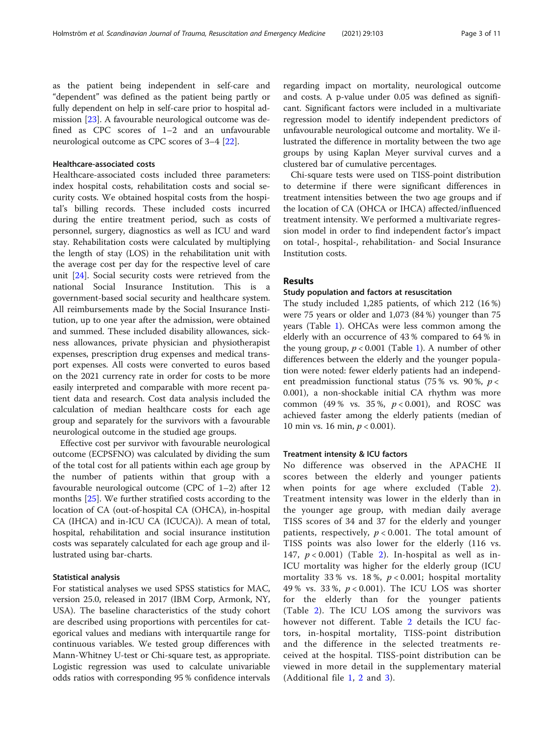as the patient being independent in self-care and "dependent" was defined as the patient being partly or fully dependent on help in self-care prior to hospital admission [23]. A favourable neurological outcome was defined as CPC scores of 1–2 and an unfavourable neurological outcome as CPC scores of 3–4 [22].

### Healthcare-associated costs

Healthcare-associated costs included three parameters: index hospital costs, rehabilitation costs and social security costs. We obtained hospital costs from the hospital's billing records. These included costs incurred during the entire treatment period, such as costs of personnel, surgery, diagnostics as well as ICU and ward stay. Rehabilitation costs were calculated by multiplying the length of stay (LOS) in the rehabilitation unit with the average cost per day for the respective level of care unit [24]. Social security costs were retrieved from the national Social Insurance Institution. This is a government-based social security and healthcare system. All reimbursements made by the Social Insurance Institution, up to one year after the admission, were obtained and summed. These included disability allowances, sickness allowances, private physician and physiotherapist expenses, prescription drug expenses and medical transport expenses. All costs were converted to euros based on the 2021 currency rate in order for costs to be more easily interpreted and comparable with more recent patient data and research. Cost data analysis included the calculation of median healthcare costs for each age group and separately for the survivors with a favourable neurological outcome in the studied age groups.

Effective cost per survivor with favourable neurological outcome (ECPSFNO) was calculated by dividing the sum of the total cost for all patients within each age group by the number of patients within that group with a favourable neurological outcome (CPC of 1–2) after 12 months [25]. We further stratified costs according to the location of CA (out-of-hospital CA (OHCA), in-hospital CA (IHCA) and in-ICU CA (ICUCA)). A mean of total, hospital, rehabilitation and social insurance institution costs was separately calculated for each age group and illustrated using bar-charts.

### Statistical analysis

For statistical analyses we used SPSS statistics for MAC, version 25.0, released in 2017 (IBM Corp, Armonk, NY, USA). The baseline characteristics of the study cohort are described using proportions with percentiles for categorical values and medians with interquartile range for continuous variables. We tested group differences with Mann-Whitney U-test or Chi-square test, as appropriate. Logistic regression was used to calculate univariable odds ratios with corresponding 95 % confidence intervals regarding impact on mortality, neurological outcome and costs. A p-value under 0.05 was defined as significant. Significant factors were included in a multivariate regression model to identify independent predictors of unfavourable neurological outcome and mortality. We illustrated the difference in mortality between the two age groups by using Kaplan Meyer survival curves and a clustered bar of cumulative percentages.

Chi-square tests were used on TISS-point distribution to determine if there were significant differences in treatment intensities between the two age groups and if the location of CA (OHCA or IHCA) affected/influenced treatment intensity. We performed a multivariate regression model in order to find independent factor's impact on total-, hospital-, rehabilitation- and Social Insurance Institution costs.

## Results

### Study population and factors at resuscitation

The study included 1,285 patients, of which 212 (16 %) were 75 years or older and 1,073 (84 %) younger than 75 years (Table 1). OHCAs were less common among the elderly with an occurrence of 43 % compared to 64 % in the young group, $p < 0.001$ (Table 1). A number of other differences between the elderly and the younger population were noted: fewer elderly patients had an independent preadmission functional status (75 % vs. 90 %, $p < 0.001$), a non-shockable initial CA rhythm was more common (49 % vs. 35 %, $p < 0.001$), and ROSC was achieved faster among the elderly patients (median of 10 min vs. 16 min, $p < 0.001$).

### Treatment intensity & ICU factors

No difference was observed in the APACHE II scores between the elderly and younger patients when points for age where excluded (Table 2). Treatment intensity was lower in the elderly than in the younger age group, with median daily average TISS scores of 34 and 37 for the elderly and younger patients, respectively, $p < 0.001$. The total amount of TISS points was also lower for the elderly (116 vs. 147, $p < 0.001$) (Table 2). In-hospital as well as in-ICU mortality was higher for the elderly group (ICU mortality 33 % vs. 18 %, $p < 0.001$; hospital mortality 49 % vs. 33 %, $p < 0.001$). The ICU LOS was shorter for the elderly than for the younger patients (Table 2). The ICU LOS among the survivors was however not different. Table 2 details the ICU factors, in-hospital mortality, TISS-point distribution and the difference in the selected treatments received at the hospital. TISS-point distribution can be viewed in more detail in the supplementary material (Additional file 1, 2 and 3).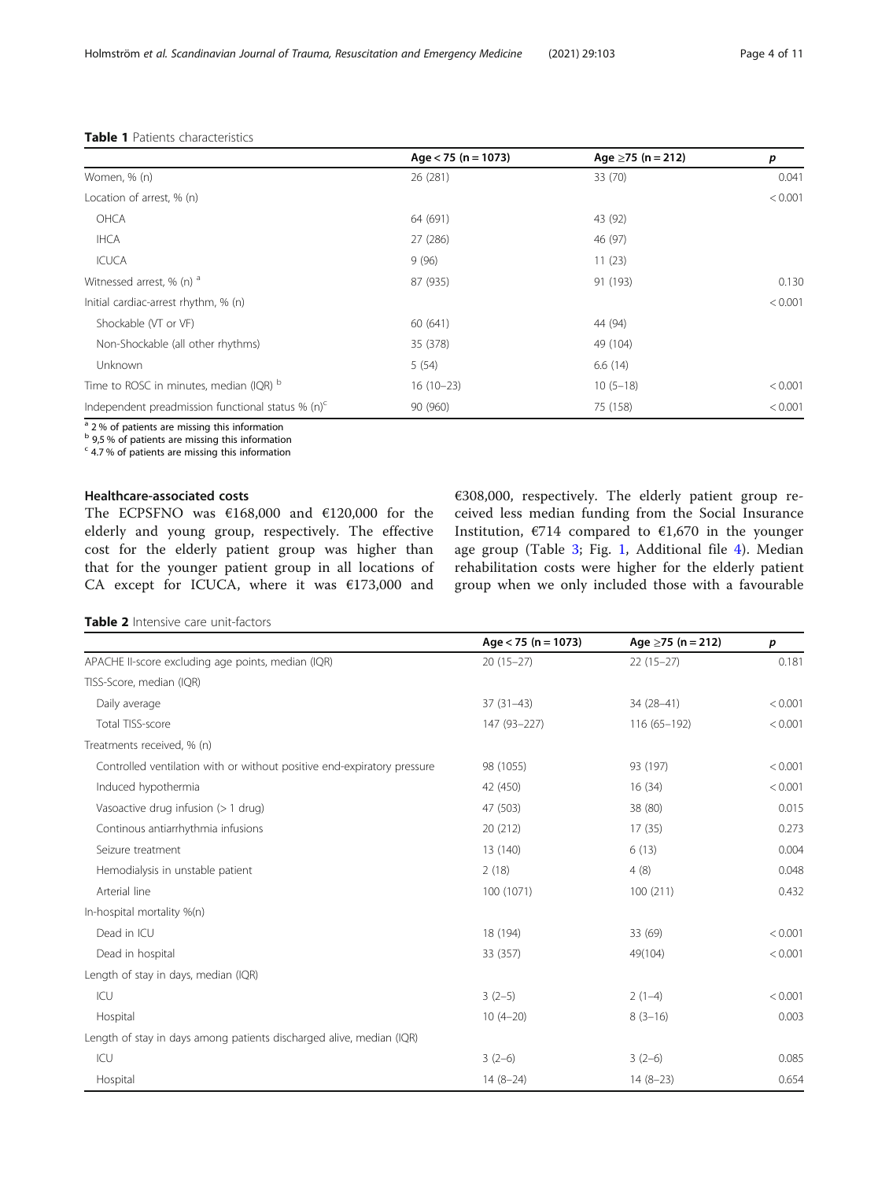**Table 1** Patients characteristics

| | Age < 75 (n = 1073) | Age ≥75 (n = 212) | p |
|---|---|---|---|
| Women, % (n) | 26 (281) | 33 (70) | 0.041 |
| Location of arrest, % (n) | | | < 0.001 |
| OHCA | 64 (691) | 43 (92) | |
| IHCA | 27 (286) | 46 (97) | |
| ICUCA | 9 (96) | 11 (23) | |
| Witnessed arrest, % (n) [a] | 87 (935) | 91 (193) | 0.130 |
| Initial cardiac-arrest rhythm, % (n) | | | < 0.001 |
| Shockable (VT or VF) | 60 (641) | 44 (94) | |
| Non-Shockable (all other rhythms) | 35 (378) | 49 (104) | |
| Unknown | 5 (54) | 6.6 (14) | |
| Time to ROSC in minutes, median (IQR) [b] | 16 (10–23) | 10 (5–18) | < 0.001 |
| Independent preadmission functional status % (n)[c] | 90 (960) | 75 (158) | < 0.001 |

[a] 2 % of patients are missing this information
[b] 9,5 % of patients are missing this information
[c] 4.7 % of patients are missing this information

### Healthcare-associated costs

The ECPSFNO was €168,000 and €120,000 for the elderly and young group, respectively. The effective cost for the elderly patient group was higher than that for the younger patient group in all locations of CA except for ICUCA, where it was €173,000 and €308,000, respectively. The elderly patient group received less median funding from the Social Insurance Institution, €714 compared to €1,670 in the younger age group (Table 3; Fig. 1, Additional file 4). Median rehabilitation costs were higher for the elderly patient group when we only included those with a favourable

**Table 2** Intensive care unit-factors

| | Age < 75 (n = 1073) | Age ≥75 (n = 212) | p |
|---|---|---|---|
| APACHE II-score excluding age points, median (IQR) | 20 (15–27) | 22 (15–27) | 0.181 |
| TISS-Score, median (IQR) | | | |
| Daily average | 37 (31–43) | 34 (28–41) | < 0.001 |
| Total TISS-score | 147 (93–227) | 116 (65–192) | < 0.001 |
| Treatments received, % (n) | | | |
| Controlled ventilation with or without positive end-expiratory pressure | 98 (1055) | 93 (197) | < 0.001 |
| Induced hypothermia | 42 (450) | 16 (34) | < 0.001 |
| Vasoactive drug infusion (> 1 drug) | 47 (503) | 38 (80) | 0.015 |
| Continous antiarrhythmia infusions | 20 (212) | 17 (35) | 0.273 |
| Seizure treatment | 13 (140) | 6 (13) | 0.004 |
| Hemodialysis in unstable patient | 2 (18) | 4 (8) | 0.048 |
| Arterial line | 100 (1071) | 100 (211) | 0.432 |
| In-hospital mortality %(n) | | | |
| Dead in ICU | 18 (194) | 33 (69) | < 0.001 |
| Dead in hospital | 33 (357) | 49(104) | < 0.001 |
| Length of stay in days, median (IQR) | | | |
| ICU | 3 (2–5) | 2 (1–4) | < 0.001 |
| Hospital | 10 (4–20) | 8 (3–16) | 0.003 |
| Length of stay in days among patients discharged alive, median (IQR) | | | |
| ICU | 3 (2–6) | 3 (2–6) | 0.085 |
| Hospital | 14 (8–24) | 14 (8–23) | 0.654 |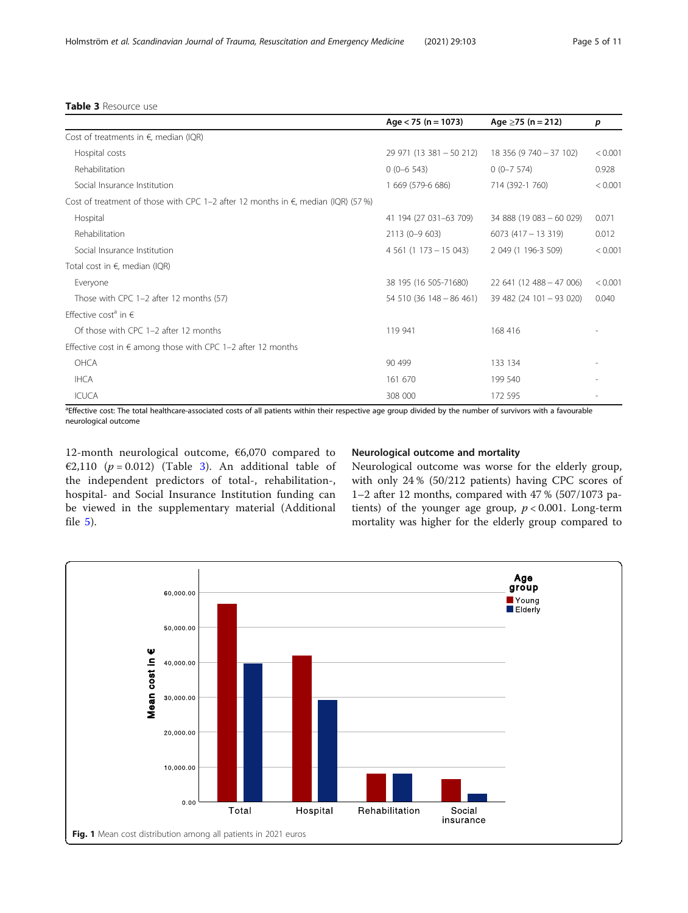**Table 3** Resource use

| | Age < 75 (n = 1073) | Age ≥75 (n = 212) | p |
|---|---|---|---|
| Cost of treatments in €, median (IQR) | | | |
| Hospital costs | 29 971 (13 381 – 50 212) | 18 356 (9 740 – 37 102) | < 0.001 |
| Rehabilitation | 0 (0–6 543) | 0 (0–7 574) | 0.928 |
| Social Insurance Institution | 1 669 (579-6 686) | 714 (392-1 760) | < 0.001 |
| Cost of treatment of those with CPC 1–2 after 12 months in €, median (IQR) (57 %) | | | |
| Hospital | 41 194 (27 031–63 709) | 34 888 (19 083 – 60 029) | 0.071 |
| Rehabilitation | 2113 (0–9 603) | 6073 (417 – 13 319) | 0.012 |
| Social Insurance Institution | 4 561 (1 173 – 15 043) | 2 049 (1 196-3 509) | < 0.001 |
| Total cost in €, median (IQR) | | | |
| Everyone | 38 195 (16 505-71680) | 22 641 (12 488 – 47 006) | < 0.001 |
| Those with CPC 1–2 after 12 months (57) | 54 510 (36 148 – 86 461) | 39 482 (24 101 – 93 020) | 0.040 |
| Effective cost[a] in € | | | |
| Of those with CPC 1–2 after 12 months | 119 941 | 168 416 | - |
| Effective cost in € among those with CPC 1–2 after 12 months | | | |
| OHCA | 90 499 | 133 134 | - |
| IHCA | 161 670 | 199 540 | - |
| ICUCA | 308 000 | 172 595 | - |

[a]Effective cost: The total healthcare-associated costs of all patients within their respective age group divided by the number of survivors with a favourable neurological outcome

12-month neurological outcome, €6,070 compared to €2,110 ($p = 0.012$) (Table 3). An additional table of the independent predictors of total-, rehabilitation-, hospital- and Social Insurance Institution funding can be viewed in the supplementary material (Additional file 5).

## Neurological outcome and mortality

Neurological outcome was worse for the elderly group, with only 24 % (50/212 patients) having CPC scores of 1–2 after 12 months, compared with 47 % (507/1073 patients) of the younger age group, $p < 0.001$. Long-term mortality was higher for the elderly group compared to

**Fig. 1** Mean cost distribution among all patients in 2021 euros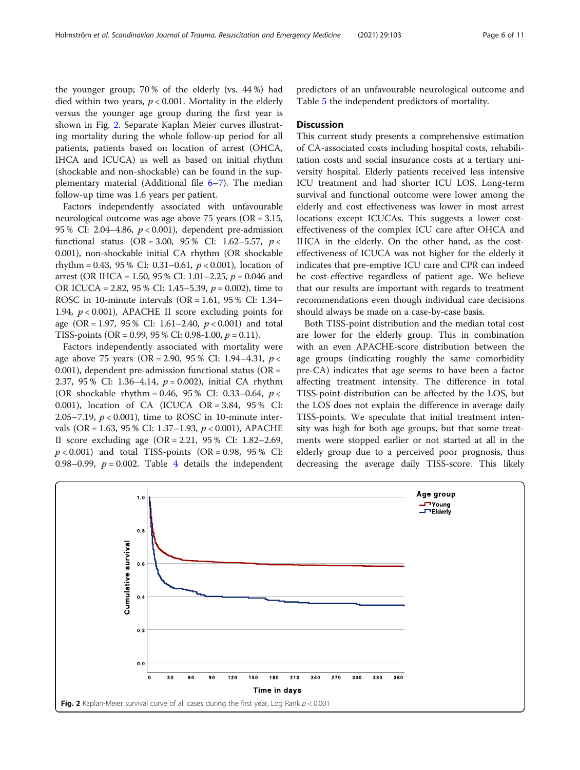the younger group; 70 % of the elderly (vs. 44 %) had died within two years, $p < 0.001$. Mortality in the elderly versus the younger age group during the first year is shown in Fig. 2. Separate Kaplan Meier curves illustrating mortality during the whole follow-up period for all patients, patients based on location of arrest (OHCA, IHCA and ICUCA) as well as based on initial rhythm (shockable and non-shockable) can be found in the supplementary material (Additional file 6–7). The median follow-up time was 1.6 years per patient.

Factors independently associated with unfavourable neurological outcome was age above 75 years (OR = 3.15, 95 % CI: 2.04–4.86, $p < 0.001$), dependent pre-admission functional status (OR = 3.00, 95 % CI: 1.62–5.57, $p < 0.001$), non-shockable initial CA rhythm (OR shockable rhythm = 0.43, 95 % CI: 0.31–0.61, $p < 0.001$), location of arrest (OR IHCA = 1.50, 95 % CI: 1.01–2.25, $p = 0.046$ and OR ICUCA = 2.82, 95 % CI: 1.45–5.39, $p = 0.002$), time to ROSC in 10-minute intervals (OR = 1.61, 95 % CI: 1.34–1.94, $p < 0.001$), APACHE II score excluding points for age (OR = 1.97, 95 % CI: 1.61–2.40, $p < 0.001$) and total TISS-points (OR = 0.99, 95 % CI: 0.98-1.00, $p = 0.11$).

Factors independently associated with mortality were age above 75 years (OR = 2.90, 95 % CI: 1.94–4.31, $p < 0.001$), dependent pre-admission functional status (OR = 2.37, 95 % CI: 1.36–4.14, $p = 0.002$), initial CA rhythm (OR shockable rhythm = 0.46, 95 % CI: 0.33–0.64, $p < 0.001$), location of CA (ICUCA OR = 3.84, 95 % CI: 2.05–7.19, $p < 0.001$), time to ROSC in 10-minute intervals (OR = 1.63, 95 % CI: 1.37–1.93, $p < 0.001$), APACHE II score excluding age (OR = 2.21, 95 % CI: 1.82–2.69, $p < 0.001$) and total TISS-points (OR = 0.98, 95 % CI: 0.98–0.99, $p = 0.002$. Table 4 details the independent predictors of an unfavourable neurological outcome and Table 5 the independent predictors of mortality.

## Discussion

This current study presents a comprehensive estimation of CA-associated costs including hospital costs, rehabilitation costs and social insurance costs at a tertiary university hospital. Elderly patients received less intensive ICU treatment and had shorter ICU LOS. Long-term survival and functional outcome were lower among the elderly and cost effectiveness was lower in most arrest locations except ICUCAs. This suggests a lower cost-effectiveness of the complex ICU care after OHCA and IHCA in the elderly. On the other hand, as the cost-effectiveness of ICUCA was not higher for the elderly it indicates that pre-emptive ICU care and CPR can indeed be cost-effective regardless of patient age. We believe that our results are important with regards to treatment recommendations even though individual care decisions should always be made on a case-by-case basis.

Both TISS-point distribution and the median total cost are lower for the elderly group. This in combination with an even APACHE-score distribution between the age groups (indicating roughly the same comorbidity pre-CA) indicates that age seems to have been a factor affecting treatment intensity. The difference in total TISS-point-distribution can be affected by the LOS, but the LOS does not explain the difference in average daily TISS-points. We speculate that initial treatment intensity was high for both age groups, but that some treatments were stopped earlier or not started at all in the elderly group due to a perceived poor prognosis, thus decreasing the average daily TISS-score. This likely

**Fig. 2** Kaplan-Meier survival curve of all cases during the first year, Log Rank $p < 0.001$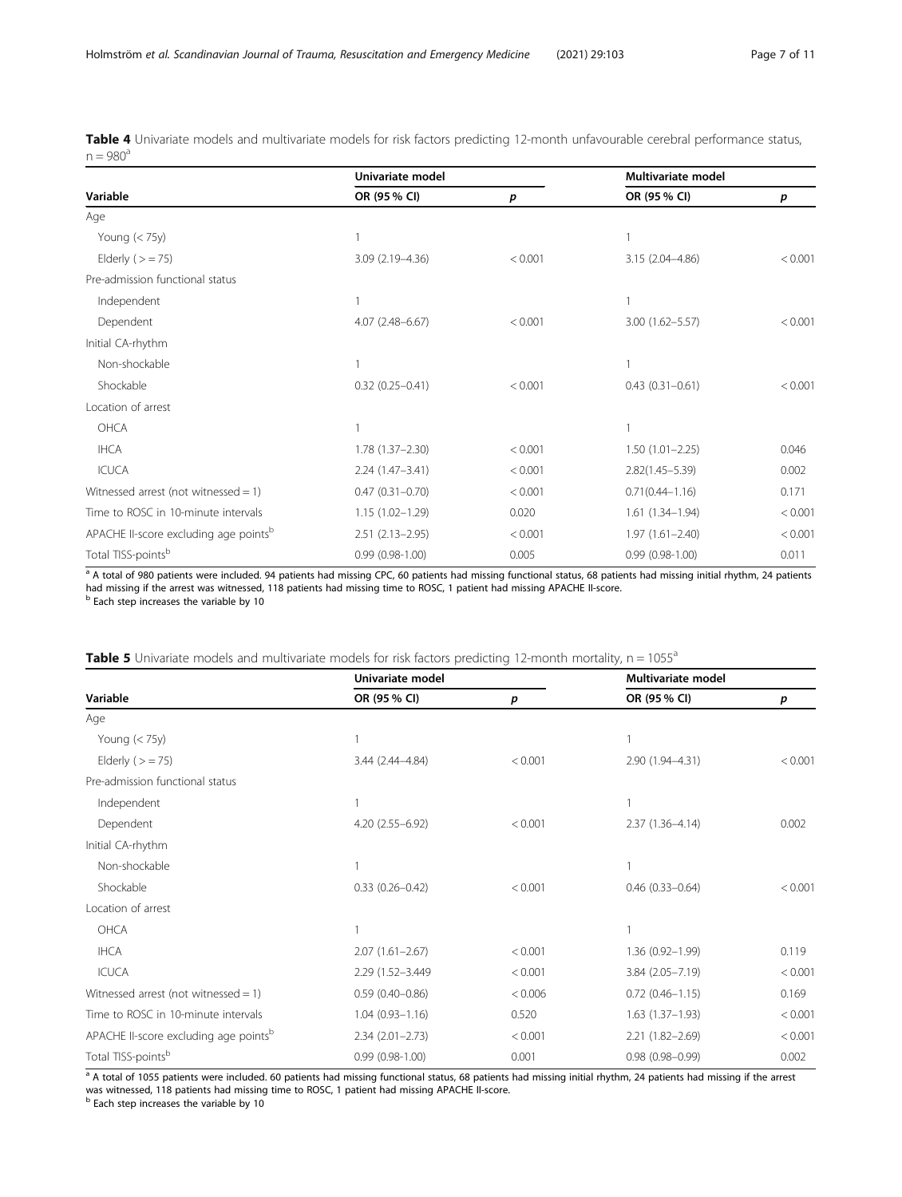**Table 4** Univariate models and multivariate models for risk factors predicting 12-month unfavourable cerebral performance status, n = 980[a]

| Variable | Univariate model | | Multivariate model | |
|---|---|---|---|---|
| | OR (95 % CI) | *p* | OR (95 % CI) | *p* |
| Age | | | | |
| Young (< 75y) | 1 | | 1 | |
| Elderly ( > = 75) | 3.09 (2.19–4.36) | < 0.001 | 3.15 (2.04–4.86) | < 0.001 |
| Pre-admission functional status | | | | |
| Independent | 1 | | 1 | |
| Dependent | 4.07 (2.48–6.67) | < 0.001 | 3.00 (1.62–5.57) | < 0.001 |
| Initial CA-rhythm | | | | |
| Non-shockable | 1 | | 1 | |
| Shockable | 0.32 (0.25–0.41) | < 0.001 | 0.43 (0.31–0.61) | < 0.001 |
| Location of arrest | | | | |
| OHCA | 1 | | 1 | |
| IHCA | 1.78 (1.37–2.30) | < 0.001 | 1.50 (1.01–2.25) | 0.046 |
| ICUCA | 2.24 (1.47–3.41) | < 0.001 | 2.82(1.45–5.39) | 0.002 |
| Witnessed arrest (not witnessed = 1) | 0.47 (0.31–0.70) | < 0.001 | 0.71(0.44–1.16) | 0.171 |
| Time to ROSC in 10-minute intervals | 1.15 (1.02–1.29) | 0.020 | 1.61 (1.34–1.94) | < 0.001 |
| APACHE II-score excluding age points[b] | 2.51 (2.13–2.95) | < 0.001 | 1.97 (1.61–2.40) | < 0.001 |
| Total TISS-points[b] | 0.99 (0.98-1.00) | 0.005 | 0.99 (0.98-1.00) | 0.011 |

[a] A total of 980 patients were included. 94 patients had missing CPC, 60 patients had missing functional status, 68 patients had missing initial rhythm, 24 patients had missing if the arrest was witnessed, 118 patients had missing time to ROSC, 1 patient had missing APACHE II-score.
[b] Each step increases the variable by 10

**Table 5** Univariate models and multivariate models for risk factors predicting 12-month mortality, n = 1055[a]

| Variable | Univariate model | | Multivariate model | |
|---|---|---|---|---|
| | OR (95 % CI) | *p* | OR (95 % CI) | *p* |
| Age | | | | |
| Young (< 75y) | 1 | | 1 | |
| Elderly ( > = 75) | 3.44 (2.44–4.84) | < 0.001 | 2.90 (1.94–4.31) | < 0.001 |
| Pre-admission functional status | | | | |
| Independent | 1 | | 1 | |
| Dependent | 4.20 (2.55–6.92) | < 0.001 | 2.37 (1.36–4.14) | 0.002 |
| Initial CA-rhythm | | | | |
| Non-shockable | 1 | | 1 | |
| Shockable | 0.33 (0.26–0.42) | < 0.001 | 0.46 (0.33–0.64) | < 0.001 |
| Location of arrest | | | | |
| OHCA | 1 | | 1 | |
| IHCA | 2.07 (1.61–2.67) | < 0.001 | 1.36 (0.92–1.99) | 0.119 |
| ICUCA | 2.29 (1.52–3.449 | < 0.001 | 3.84 (2.05–7.19) | < 0.001 |
| Witnessed arrest (not witnessed = 1) | 0.59 (0.40–0.86) | < 0.006 | 0.72 (0.46–1.15) | 0.169 |
| Time to ROSC in 10-minute intervals | 1.04 (0.93–1.16) | 0.520 | 1.63 (1.37–1.93) | < 0.001 |
| APACHE II-score excluding age points[b] | 2.34 (2.01–2.73) | < 0.001 | 2.21 (1.82–2.69) | < 0.001 |
| Total TISS-points[b] | 0.99 (0.98-1.00) | 0.001 | 0.98 (0.98–0.99) | 0.002 |

[a] A total of 1055 patients were included. 60 patients had missing functional status, 68 patients had missing initial rhythm, 24 patients had missing if the arrest was witnessed, 118 patients had missing time to ROSC, 1 patient had missing APACHE II-score.
[b] Each step increases the variable by 10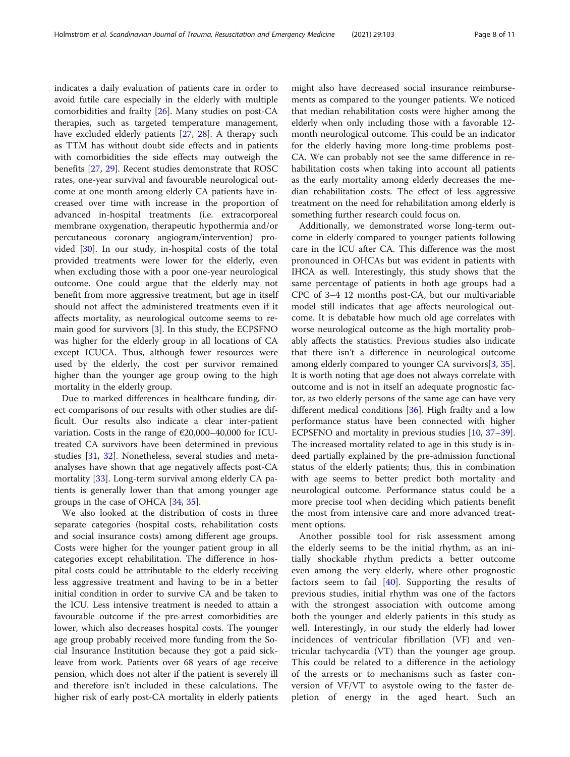indicates a daily evaluation of patients care in order to avoid futile care especially in the elderly with multiple comorbidities and frailty [26]. Many studies on post-CA therapies, such as targeted temperature management, have excluded elderly patients [27, 28]. A therapy such as TTM has without doubt side effects and in patients with comorbidities the side effects may outweigh the benefits [27, 29]. Recent studies demonstrate that ROSC rates, one-year survival and favourable neurological outcome at one month among elderly CA patients have increased over time with increase in the proportion of advanced in-hospital treatments (i.e. extracorporeal membrane oxygenation, therapeutic hypothermia and/or percutaneous coronary angiogram/intervention) provided [30]. In our study, in-hospital costs of the total provided treatments were lower for the elderly, even when excluding those with a poor one-year neurological outcome. One could argue that the elderly may not benefit from more aggressive treatment, but age in itself should not affect the administered treatments even if it affects mortality, as neurological outcome seems to remain good for survivors [3]. In this study, the ECPSFNO was higher for the elderly group in all locations of CA except ICUCA. Thus, although fewer resources were used by the elderly, the cost per survivor remained higher than the younger age group owing to the high mortality in the elderly group.

Due to marked differences in healthcare funding, direct comparisons of our results with other studies are difficult. Our results also indicate a clear inter-patient variation. Costs in the range of €20,000–40,000 for ICU-treated CA survivors have been determined in previous studies [31, 32]. Nonetheless, several studies and meta-analyses have shown that age negatively affects post-CA mortality [33]. Long-term survival among elderly CA patients is generally lower than that among younger age groups in the case of OHCA [34, 35].

We also looked at the distribution of costs in three separate categories (hospital costs, rehabilitation costs and social insurance costs) among different age groups. Costs were higher for the younger patient group in all categories except rehabilitation. The difference in hospital costs could be attributable to the elderly receiving less aggressive treatment and having to be in a better initial condition in order to survive CA and be taken to the ICU. Less intensive treatment is needed to attain a favourable outcome if the pre-arrest comorbidities are lower, which also decreases hospital costs. The younger age group probably received more funding from the Social Insurance Institution because they got a paid sick-leave from work. Patients over 68 years of age receive pension, which does not alter if the patient is severely ill and therefore isn't included in these calculations. The higher risk of early post-CA mortality in elderly patients might also have decreased social insurance reimbursements as compared to the younger patients. We noticed that median rehabilitation costs were higher among the elderly when only including those with a favorable 12-month neurological outcome. This could be an indicator for the elderly having more long-time problems post-CA. We can probably not see the same difference in rehabilitation costs when taking into account all patients as the early mortality among elderly decreases the median rehabilitation costs. The effect of less aggressive treatment on the need for rehabilitation among elderly is something further research could focus on.

Additionally, we demonstrated worse long-term outcome in elderly compared to younger patients following care in the ICU after CA. This difference was the most pronounced in OHCAs but was evident in patients with IHCA as well. Interestingly, this study shows that the same percentage of patients in both age groups had a CPC of 3–4 12 months post-CA, but our multivariable model still indicates that age affects neurological outcome. It is debatable how much old age correlates with worse neurological outcome as the high mortality probably affects the statistics. Previous studies also indicate that there isn't a difference in neurological outcome among elderly compared to younger CA survivors[3, 35]. It is worth noting that age does not always correlate with outcome and is not in itself an adequate prognostic factor, as two elderly persons of the same age can have very different medical conditions [36]. High frailty and a low performance status have been connected with higher ECPSFNO and mortality in previous studies [10, 37–39]. The increased mortality related to age in this study is indeed partially explained by the pre-admission functional status of the elderly patients; thus, this in combination with age seems to better predict both mortality and neurological outcome. Performance status could be a more precise tool when deciding which patients benefit the most from intensive care and more advanced treatment options.

Another possible tool for risk assessment among the elderly seems to be the initial rhythm, as an initially shockable rhythm predicts a better outcome even among the very elderly, where other prognostic factors seem to fail [40]. Supporting the results of previous studies, initial rhythm was one of the factors with the strongest association with outcome among both the younger and elderly patients in this study as well. Interestingly, in our study the elderly had lower incidences of ventricular fibrillation (VF) and ventricular tachycardia (VT) than the younger age group. This could be related to a difference in the aetiology of the arrests or to mechanisms such as faster conversion of VF/VT to asystole owing to the faster depletion of energy in the aged heart. Such an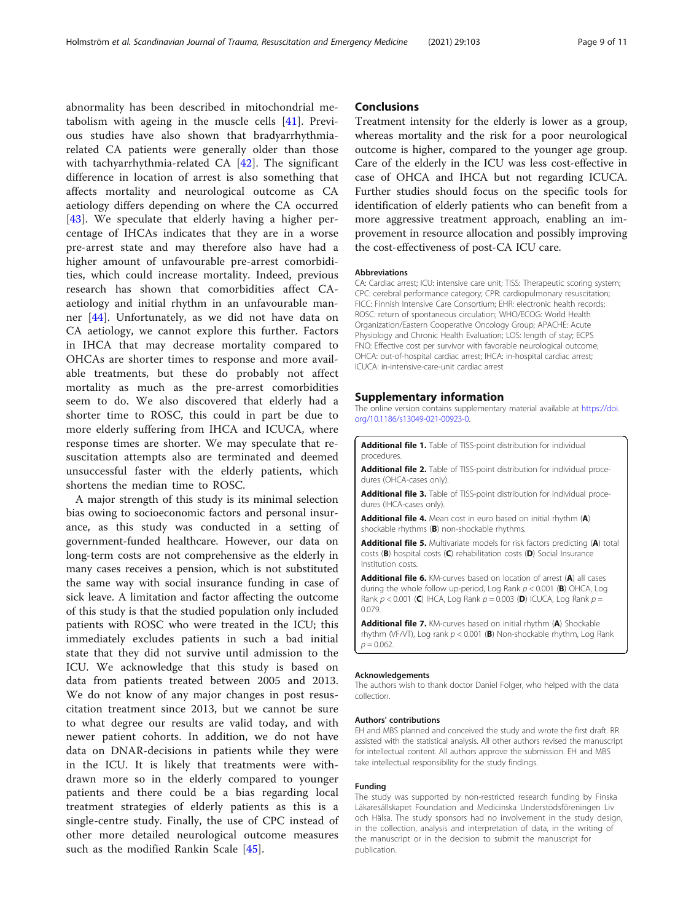abnormality has been described in mitochondrial metabolism with ageing in the muscle cells [41]. Previous studies have also shown that bradyarrhythmia-related CA patients were generally older than those with tachyarrhythmia-related CA [42]. The significant difference in location of arrest is also something that affects mortality and neurological outcome as CA aetiology differs depending on where the CA occurred [43]. We speculate that elderly having a higher percentage of IHCAs indicates that they are in a worse pre-arrest state and may therefore also have had a higher amount of unfavourable pre-arrest comorbidities, which could increase mortality. Indeed, previous research has shown that comorbidities affect CA-aetiology and initial rhythm in an unfavourable manner [44]. Unfortunately, as we did not have data on CA aetiology, we cannot explore this further. Factors in IHCA that may decrease mortality compared to OHCAs are shorter times to response and more available treatments, but these do probably not affect mortality as much as the pre-arrest comorbidities seem to do. We also discovered that elderly had a shorter time to ROSC, this could in part be due to more elderly suffering from IHCA and ICUCA, where response times are shorter. We may speculate that resuscitation attempts also are terminated and deemed unsuccessful faster with the elderly patients, which shortens the median time to ROSC.

A major strength of this study is its minimal selection bias owing to socioeconomic factors and personal insurance, as this study was conducted in a setting of government-funded healthcare. However, our data on long-term costs are not comprehensive as the elderly in many cases receives a pension, which is not substituted the same way with social insurance funding in case of sick leave. A limitation and factor affecting the outcome of this study is that the studied population only included patients with ROSC who were treated in the ICU; this immediately excludes patients in such a bad initial state that they did not survive until admission to the ICU. We acknowledge that this study is based on data from patients treated between 2005 and 2013. We do not know of any major changes in post resuscitation treatment since 2013, but we cannot be sure to what degree our results are valid today, and with newer patient cohorts. In addition, we do not have data on DNAR-decisions in patients while they were in the ICU. It is likely that treatments were withdrawn more so in the elderly compared to younger patients and there could be a bias regarding local treatment strategies of elderly patients as this is a single-centre study. Finally, the use of CPC instead of other more detailed neurological outcome measures such as the modified Rankin Scale [45].

## Conclusions

Treatment intensity for the elderly is lower as a group, whereas mortality and the risk for a poor neurological outcome is higher, compared to the younger age group. Care of the elderly in the ICU was less cost-effective in case of OHCA and IHCA but not regarding ICUCA. Further studies should focus on the specific tools for identification of elderly patients who can benefit from a more aggressive treatment approach, enabling an improvement in resource allocation and possibly improving the cost-effectiveness of post-CA ICU care.

### Abbreviations

CA: Cardiac arrest; ICU: intensive care unit; TISS: Therapeutic scoring system; CPC: cerebral performance category; CPR: cardiopulmonary resuscitation; FICC: Finnish Intensive Care Consortium; EHR: electronic health records; ROSC: return of spontaneous circulation; WHO/ECOG: World Health Organization/Eastern Cooperative Oncology Group; APACHE: Acute Physiology and Chronic Health Evaluation; LOS: length of stay; ECPS FNO: Effective cost per survivor with favorable neurological outcome; OHCA: out-of-hospital cardiac arrest; IHCA: in-hospital cardiac arrest; ICUCA: in-intensive-care-unit cardiac arrest

## Supplementary information

The online version contains supplementary material available at https://doi.org/10.1186/s13049-021-00923-0.

**Additional file 1.** Table of TISS-point distribution for individual procedures.

**Additional file 2.** Table of TISS-point distribution for individual procedures (OHCA-cases only).

**Additional file 3.** Table of TISS-point distribution for individual procedures (IHCA-cases only).

**Additional file 4.** Mean cost in euro based on initial rhythm (**A**) shockable rhythms (**B**) non-shockable rhythms.

**Additional file 5.** Multivariate models for risk factors predicting (**A**) total costs (**B**) hospital costs (**C**) rehabilitation costs (**D**) Social Insurance Institution costs.

**Additional file 6.** KM-curves based on location of arrest (**A**) all cases during the whole follow up-period, Log Rank $p < 0.001$ (**B**) OHCA, Log Rank $p < 0.001$ (**C**) IHCA, Log Rank $p = 0.003$ (**D**) ICUCA, Log Rank $p = 0.079$.

**Additional file 7.** KM-curves based on initial rhythm (**A**) Shockable rhythm (VF/VT), Log rank $p < 0.001$ (**B**) Non-shockable rhythm, Log Rank $p = 0.062$.

### Acknowledgements

The authors wish to thank doctor Daniel Folger, who helped with the data collection.

### Authors' contributions

EH and MBS planned and conceived the study and wrote the first draft. RR assisted with the statistical analysis. All other authors revised the manuscript for intellectual content. All authors approve the submission. EH and MBS take intellectual responsibility for the study findings.

### Funding

The study was supported by non-restricted research funding by Finska Läkaresällskapet Foundation and Medicinska Understödsföreningen Liv och Hälsa. The study sponsors had no involvement in the study design, in the collection, analysis and interpretation of data, in the writing of the manuscript or in the decision to submit the manuscript for publication.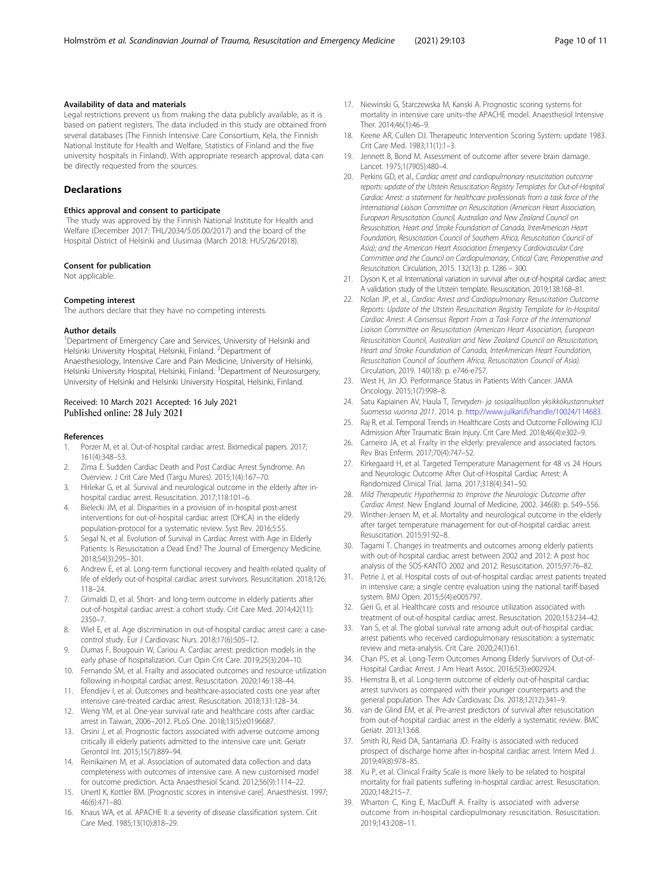### Availability of data and materials

Legal restrictions prevent us from making the data publicly available, as it is based on patient registers. The data included in this study are obtained from several databases (The Finnish Intensive Care Consortium, Kela, the Finnish National Institute for Health and Welfare, Statistics of Finland and the five university hospitals in Finland). With appropriate research approval, data can be directly requested from the sources.

## Declarations

### Ethics approval and consent to participate

The study was approved by the Finnish National Institute for Health and Welfare (December 2017: THL/2034/5.05.00/2017) and the board of the Hospital District of Helsinki and Uusimaa (March 2018: HUS/26/2018).

### Consent for publication

Not applicable.

### Competing interest

The authors declare that they have no competing interests.

### Author details

[1]Department of Emergency Care and Services, University of Helsinki and Helsinki University Hospital, Helsinki, Finland. [2]Department of Anaesthesiology, Intensive Care and Pain Medicine, University of Helsinki, Helsinki University Hospital, Helsinki, Finland. [3]Department of Neurosurgery, University of Helsinki and Helsinki University Hospital, Helsinki, Finland.

Received: 10 March 2021 Accepted: 16 July 2021
Published online: 28 July 2021

### References

1. Porzer M, et al. Out-of-hospital cardiac arrest. Biomedical papers. 2017; 161(4):348–53.
2. Zima E. Sudden Cardiac Death and Post Cardiac Arrest Syndrome. An Overview. J Crit Care Med (Targu Mures). 2015;1(4):167–70.
3. Hirlekar G, et al. Survival and neurological outcome in the elderly after in-hospital cardiac arrest. Resuscitation. 2017;118:101–6.
4. Bielecki JM, et al. Disparities in a provision of in-hospital post-arrest interventions for out-of-hospital cardiac arrest (OHCA) in the elderly population-protocol for a systematic review. Syst Rev. 2016;5:55.
5. Segal N, et al. Evolution of Survival in Cardiac Arrest with Age in Elderly Patients: Is Resuscitation a Dead End? The Journal of Emergency Medicine. 2018;54(3):295–301.
6. Andrew E, et al. Long-term functional recovery and health-related quality of life of elderly out-of-hospital cardiac arrest survivors. Resuscitation. 2018;126: 118–24.
7. Grimaldi D, et al. Short- and long-term outcome in elderly patients after out-of-hospital cardiac arrest: a cohort study. Crit Care Med. 2014;42(11): 2350–7.
8. Wiel E, et al. Age discrimination in out-of-hospital cardiac arrest care: a case-control study. Eur J Cardiovasc Nurs. 2018;17(6):505–12.
9. Dumas F, Bougouin W, Cariou A. Cardiac arrest: prediction models in the early phase of hospitalization. Curr Opin Crit Care. 2019;25(3):204–10.
10. Fernando SM, et al. Frailty and associated outcomes and resource utilization following in-hospital cardiac arrest. Resuscitation. 2020;146:138–44.
11. Efendijev I, et al. Outcomes and healthcare-associated costs one year after intensive care-treated cardiac arrest. Resuscitation. 2018;131:128–34.
12. Weng YM, et al. One-year survival rate and healthcare costs after cardiac arrest in Taiwan, 2006–2012. PLoS One. 2018;13(5):e0196687.
13. Orsini J, et al. Prognostic factors associated with adverse outcome among critically ill elderly patients admitted to the intensive care unit. Geriatr Gerontol Int. 2015;15(7):889–94.
14. Reinikainen M, et al. Association of automated data collection and data completeness with outcomes of intensive care. A new customised model for outcome prediction. Acta Anaesthesiol Scand. 2012;56(9):1114–22.
15. Unertl K, Kottler BM. [Prognostic scores in intensive care]. Anaesthesist. 1997; 46(6):471–80.
16. Knaus WA, et al. APACHE II: a severity of disease classification system. Crit Care Med. 1985;13(10):818–29.
17. Niewinski G, Starczewska M, Kanski A. Prognostic scoring systems for mortality in intensive care units–the APACHE model. Anaesthesiol Intensive Ther. 2014;46(1):46–9.
18. Keene AR, Cullen DJ. Therapeutic Intervention Scoring System: update 1983. Crit Care Med. 1983;11(1):1–3.
19. Jennett B, Bond M. Assessment of outcome after severe brain damage. Lancet. 1975;1(7905):480–4.
20. Perkins GD, et al., *Cardiac arrest and cardiopulmonary resuscitation outcome reports: update of the Utstein Resuscitation Registry Templates for Out-of-Hospital Cardiac Arrest: a statement for healthcare professionals from a task force of the International Liaison Committee on Resuscitation (American Heart Association, European Resuscitation Council, Australian and New Zealand Council on Resuscitation, Heart and Stroke Foundation of Canada, InterAmerican Heart Foundation, Resuscitation Council of Southern Africa, Resuscitation Council of Asia); and the American Heart Association Emergency Cardiovascular Care Committee and the Council on Cardiopulmonary, Critical Care, Perioperative and Resuscitation.* Circulation, 2015. 132(13): p. 1286 – 300.
21. Dyson K, et al. International variation in survival after out-of-hospital cardiac arrest: A validation study of the Utstein template. Resuscitation. 2019;138:168–81.
22. Nolan JP, et al., *Cardiac Arrest and Cardiopulmonary Resuscitation Outcome Reports: Update of the Utstein Resuscitation Registry Template for In-Hospital Cardiac Arrest: A Consensus Report From a Task Force of the International Liaison Committee on Resuscitation (American Heart Association, European Resuscitation Council, Australian and New Zealand Council on Resuscitation, Heart and Stroke Foundation of Canada, InterAmerican Heart Foundation, Resuscitation Council of Southern Africa, Resuscitation Council of Asia).* Circulation, 2019. 140(18): p. e746-e757.
23. West H, Jin JO. Performance Status in Patients With Cancer. JAMA Oncology. 2015;1(7):998–8.
24. Satu Kapiainen AV, Haula T, *Terveyden- ja sosiaalihuollon yksikkökustannukset Suomessa vuonna 2011*. 2014. p. http://www.julkari.fi/handle/10024/114683.
25. Raj R, et al. Temporal Trends in Healthcare Costs and Outcome Following ICU Admission After Traumatic Brain Injury. Crit Care Med. 2018;46(4):e302–9.
26. Carneiro JA, et al. Frailty in the elderly: prevalence and associated factors. Rev Bras Enferm. 2017;70(4):747–52.
27. Kirkegaard H, et al. Targeted Temperature Management for 48 vs 24 Hours and Neurologic Outcome After Out-of-Hospital Cardiac Arrest: A Randomized Clinical Trial. Jama. 2017;318(4):341–50.
28. *Mild Therapeutic Hypothermia to Improve the Neurologic Outcome after Cardiac Arrest*. New England Journal of Medicine, 2002. 346(8): p. 549–556.
29. Winther-Jensen M, et al. Mortality and neurological outcome in the elderly after target temperature management for out-of-hospital cardiac arrest. Resuscitation. 2015;91:92–8.
30. Tagami T. Changes in treatments and outcomes among elderly patients with out-of-hospital cardiac arrest between 2002 and 2012: A post hoc analysis of the SOS-KANTO 2002 and 2012. Resuscitation. 2015;97:76–82.
31. Petrie J, et al. Hospital costs of out-of-hospital cardiac arrest patients treated in intensive care; a single centre evaluation using the national tariff-based system. BMJ Open. 2015;5(4):e005797.
32. Geri G, et al. Healthcare costs and resource utilization associated with treatment of out-of-hospital cardiac arrest. Resuscitation. 2020;153:234–42.
33. Yan S, et al. The global survival rate among adult out-of-hospital cardiac arrest patients who received cardiopulmonary resuscitation: a systematic review and meta-analysis. Crit Care. 2020;24(1):61.
34. Chan PS, et al. Long-Term Outcomes Among Elderly Survivors of Out-of-Hospital Cardiac Arrest. J Am Heart Assoc. 2016;5(3):e002924.
35. Hiemstra B, et al. Long-term outcome of elderly out-of-hospital cardiac arrest survivors as compared with their younger counterparts and the general population. Ther Adv Cardiovasc Dis. 2018;12(12):341–9.
36. van de Glind EM, et al. Pre-arrest predictors of survival after resuscitation from out-of-hospital cardiac arrest in the elderly a systematic review. BMC Geriatr. 2013;13:68.
37. Smith RJ, Reid DA, Santamaria JD. Frailty is associated with reduced prospect of discharge home after in-hospital cardiac arrest. Intern Med J. 2019;49(8):978–85.
38. Xu P, et al. Clinical Frailty Scale is more likely to be related to hospital mortality for frail patients suffering in-hospital cardiac arrest. Resuscitation. 2020;148:215–7.
39. Wharton C, King E, MacDuff A. Frailty is associated with adverse outcome from in-hospital cardiopulmonary resuscitation. Resuscitation. 2019;143:208–11.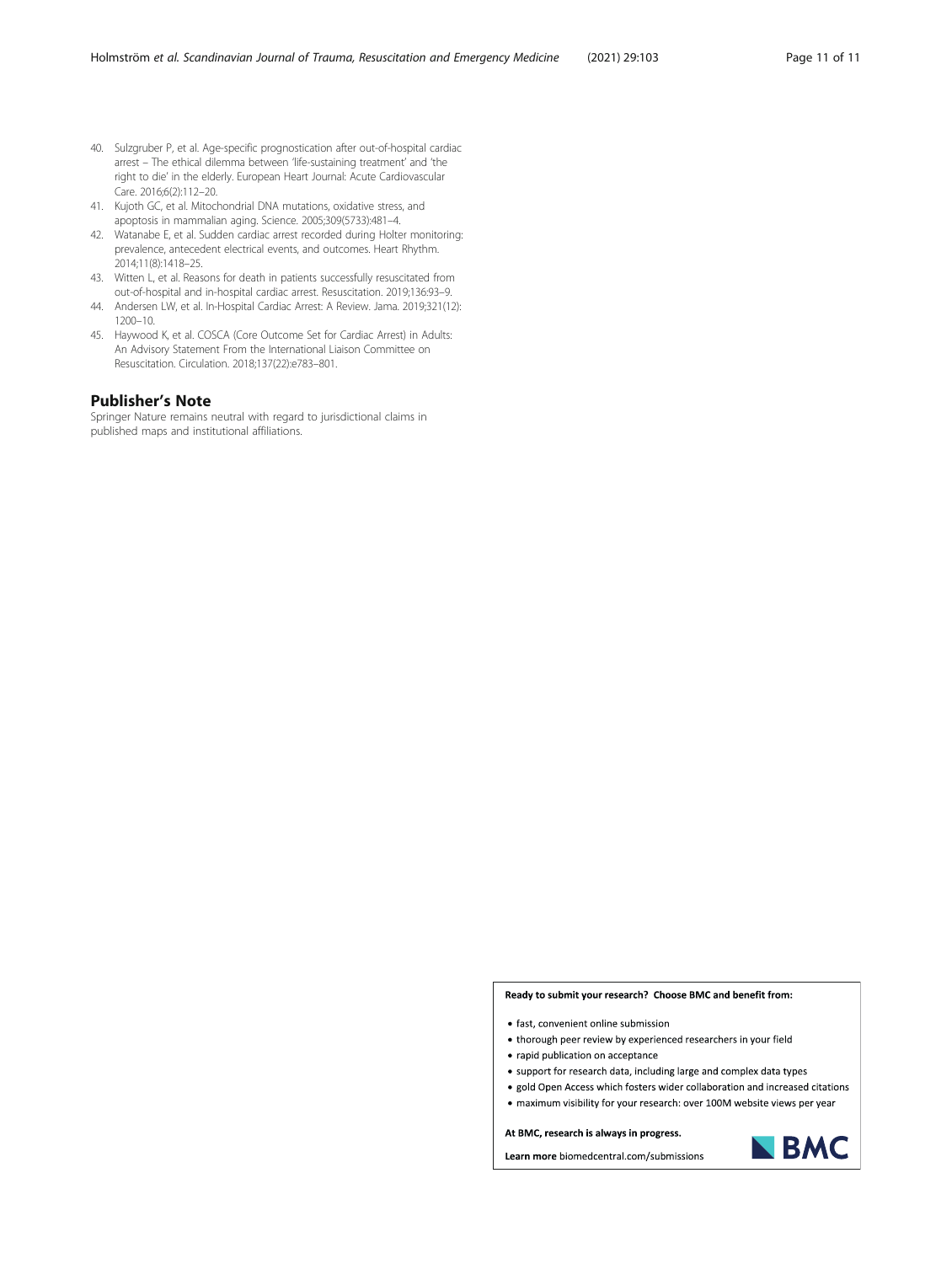40. Sulzgruber P, et al. Age-specific prognostication after out-of-hospital cardiac arrest – The ethical dilemma between 'life-sustaining treatment' and 'the right to die' in the elderly. European Heart Journal: Acute Cardiovascular Care. 2016;6(2):112–20.
41. Kujoth GC, et al. Mitochondrial DNA mutations, oxidative stress, and apoptosis in mammalian aging. Science. 2005;309(5733):481–4.
42. Watanabe E, et al. Sudden cardiac arrest recorded during Holter monitoring: prevalence, antecedent electrical events, and outcomes. Heart Rhythm. 2014;11(8):1418–25.
43. Witten L, et al. Reasons for death in patients successfully resuscitated from out-of-hospital and in-hospital cardiac arrest. Resuscitation. 2019;136:93–9.
44. Andersen LW, et al. In-Hospital Cardiac Arrest: A Review. Jama. 2019;321(12): 1200–10.
45. Haywood K, et al. COSCA (Core Outcome Set for Cardiac Arrest) in Adults: An Advisory Statement From the International Liaison Committee on Resuscitation. Circulation. 2018;137(22):e783–801.

## Publisher's Note

Springer Nature remains neutral with regard to jurisdictional claims in published maps and institutional affiliations.

**Ready to submit your research? Choose BMC and benefit from:**

- fast, convenient online submission
- thorough peer review by experienced researchers in your field
- rapid publication on acceptance
- support for research data, including large and complex data types
- gold Open Access which fosters wider collaboration and increased citations
- maximum visibility for your research: over 100M website views per year

**At BMC, research is always in progress.**

**Learn more** biomedcentral.com/submissions

BMC